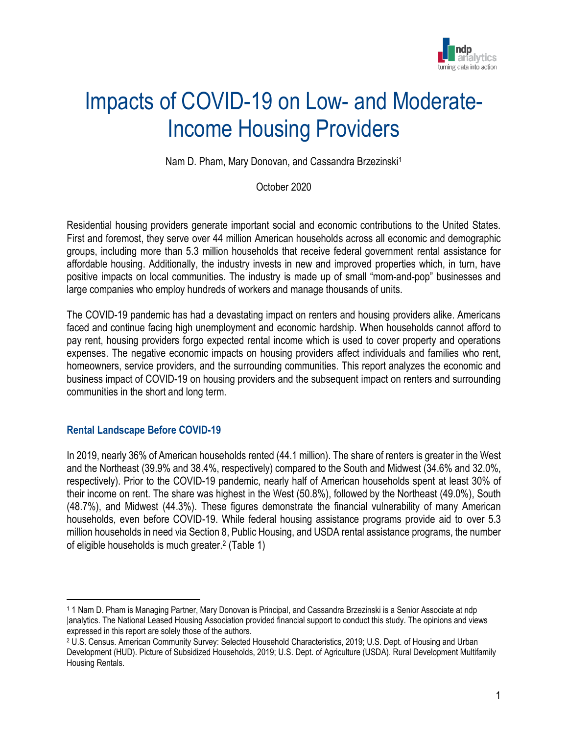# Impacts of COVID-19 on Low- and Moderate-Income Housing Providers

Nam D. Pham, Mary Donovan, and Cassandra Brzezinski[1]

October 2020

Residential housing providers generate important social and economic contributions to the United States. First and foremost, they serve over 44 million American households across all economic and demographic groups, including more than 5.3 million households that receive federal government rental assistance for affordable housing. Additionally, the industry invests in new and improved properties which, in turn, have positive impacts on local communities. The industry is made up of small "mom-and-pop" businesses and large companies who employ hundreds of workers and manage thousands of units.

The COVID-19 pandemic has had a devastating impact on renters and housing providers alike. Americans faced and continue facing high unemployment and economic hardship. When households cannot afford to pay rent, housing providers forgo expected rental income which is used to cover property and operations expenses. The negative economic impacts on housing providers affect individuals and families who rent, homeowners, service providers, and the surrounding communities. This report analyzes the economic and business impact of COVID-19 on housing providers and the subsequent impact on renters and surrounding communities in the short and long term.

## Rental Landscape Before COVID-19

In 2019, nearly 36% of American households rented (44.1 million). The share of renters is greater in the West and the Northeast (39.9% and 38.4%, respectively) compared to the South and Midwest (34.6% and 32.0%, respectively). Prior to the COVID-19 pandemic, nearly half of American households spent at least 30% of their income on rent. The share was highest in the West (50.8%), followed by the Northeast (49.0%), South (48.7%), and Midwest (44.3%). These figures demonstrate the financial vulnerability of many American households, even before COVID-19. While federal housing assistance programs provide aid to over 5.3 million households in need via Section 8, Public Housing, and USDA rental assistance programs, the number of eligible households is much greater.[2] (Table 1)

---

[1] 1 Nam D. Pham is Managing Partner, Mary Donovan is Principal, and Cassandra Brzezinski is a Senior Associate at ndp |analytics. The National Leased Housing Association provided financial support to conduct this study. The opinions and views expressed in this report are solely those of the authors.

[2] U.S. Census. American Community Survey: Selected Household Characteristics, 2019; U.S. Dept. of Housing and Urban Development (HUD). Picture of Subsidized Households, 2019; U.S. Dept. of Agriculture (USDA). Rural Development Multifamily Housing Rentals.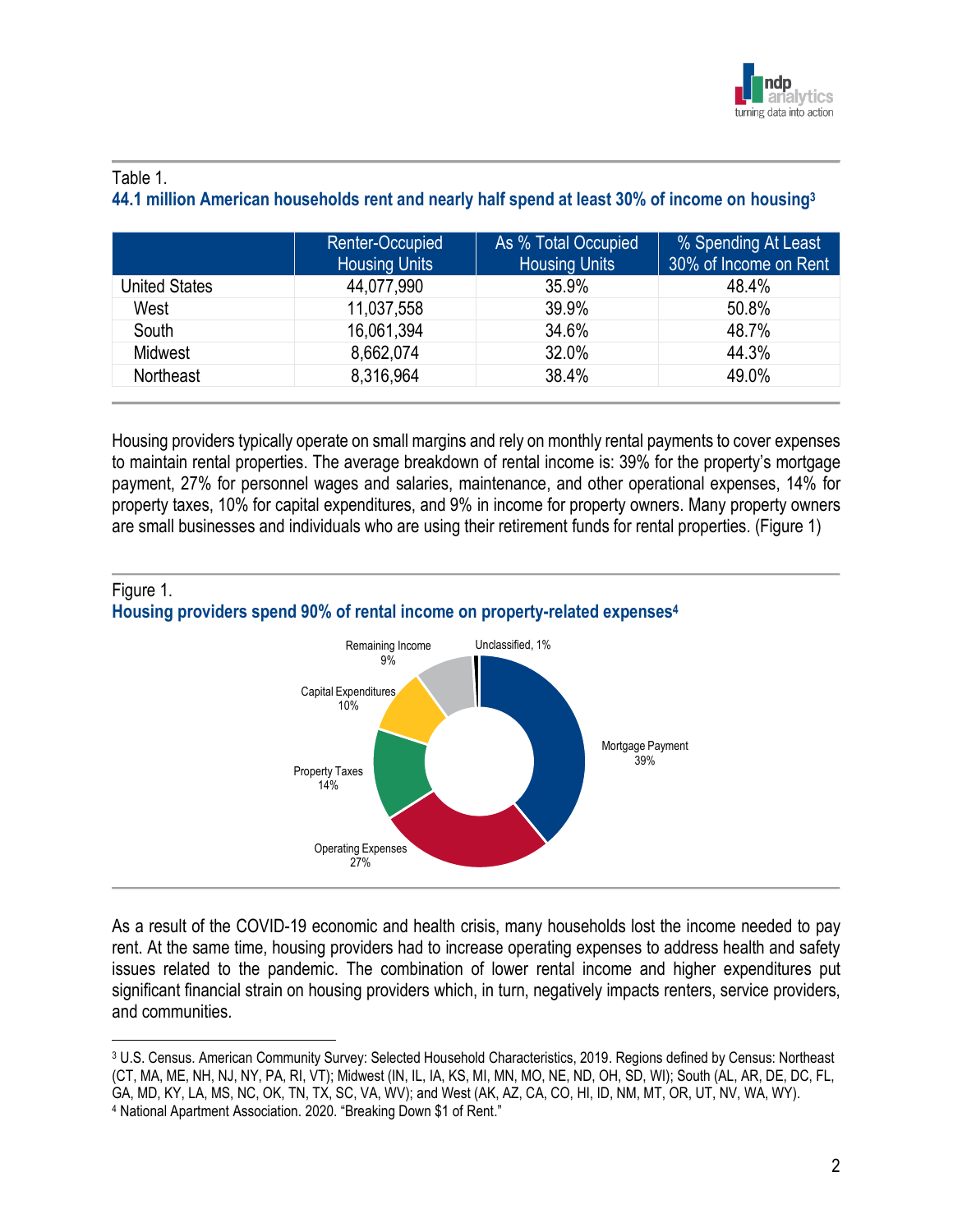Table 1.
**44.1 million American households rent and nearly half spend at least 30% of income on housing[3]**

| | Renter-Occupied Housing Units | As % Total Occupied Housing Units | % Spending At Least 30% of Income on Rent |
|---|---|---|---|
| United States | 44,077,990 | 35.9% | 48.4% |
| West | 11,037,558 | 39.9% | 50.8% |
| South | 16,061,394 | 34.6% | 48.7% |
| Midwest | 8,662,074 | 32.0% | 44.3% |
| Northeast | 8,316,964 | 38.4% | 49.0% |

Housing providers typically operate on small margins and rely on monthly rental payments to cover expenses to maintain rental properties. The average breakdown of rental income is: 39% for the property's mortgage payment, 27% for personnel wages and salaries, maintenance, and other operational expenses, 14% for property taxes, 10% for capital expenditures, and 9% in income for property owners. Many property owners are small businesses and individuals who are using their retirement funds for rental properties. (Figure 1)

Figure 1.
**Housing providers spend 90% of rental income on property-related expenses[4]**

Mortgage Payment 39%
Operating Expenses 27%
Property Taxes 14%
Capital Expenditures 10%
Remaining Income 9%
Unclassified, 1%

As a result of the COVID-19 economic and health crisis, many households lost the income needed to pay rent. At the same time, housing providers had to increase operating expenses to address health and safety issues related to the pandemic. The combination of lower rental income and higher expenditures put significant financial strain on housing providers which, in turn, negatively impacts renters, service providers, and communities.

---

[3] U.S. Census. American Community Survey: Selected Household Characteristics, 2019. Regions defined by Census: Northeast (CT, MA, ME, NH, NJ, NY, PA, RI, VT); Midwest (IN, IL, IA, KS, MI, MN, MO, NE, ND, OH, SD, WI); South (AL, AR, DE, DC, FL, GA, MD, KY, LA, MS, NC, OK, TN, TX, SC, VA, WV); and West (AK, AZ, CA, CO, HI, ID, NM, MT, OR, UT, NV, WA, WY).

[4] National Apartment Association. 2020. "Breaking Down $1 of Rent."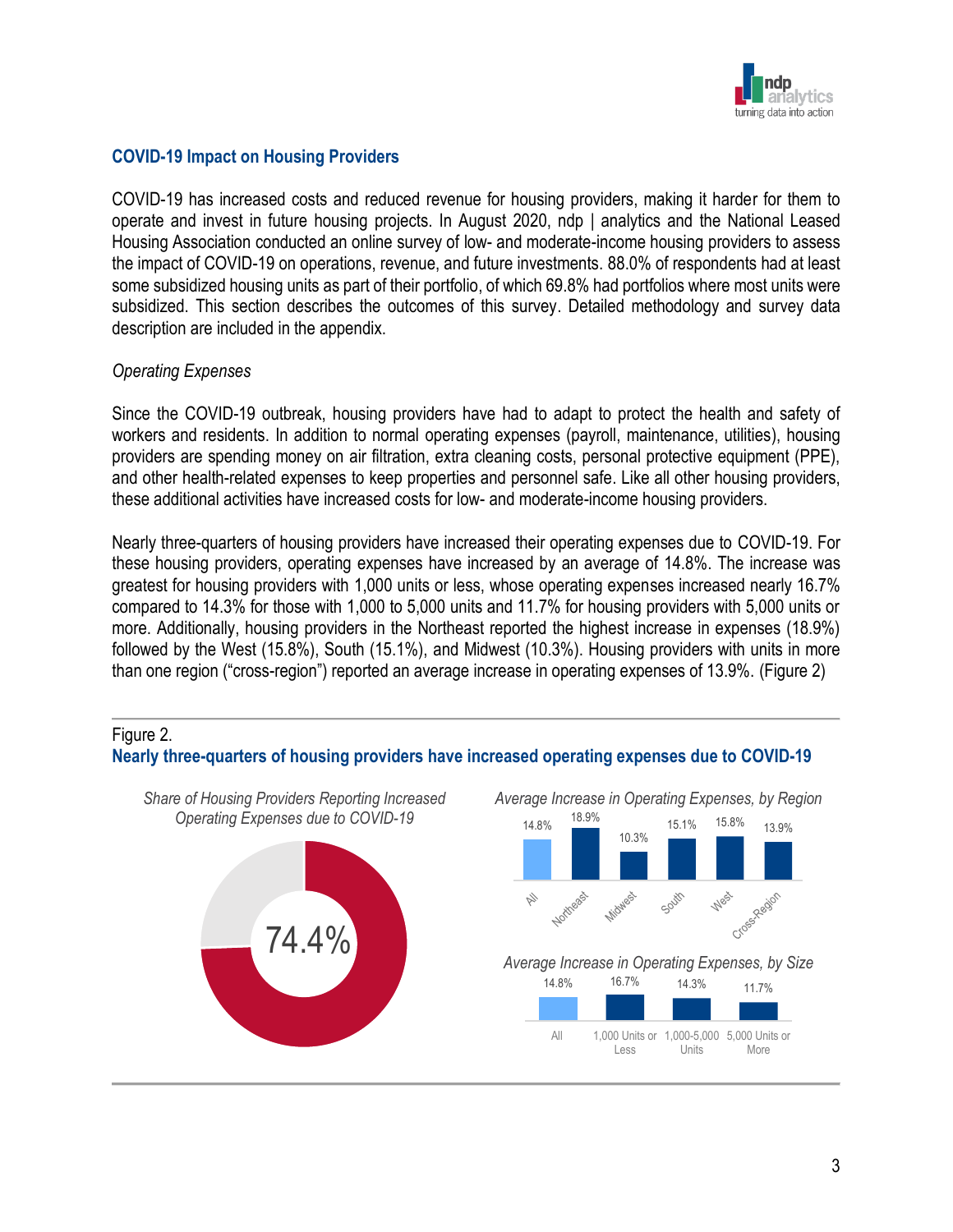## COVID-19 Impact on Housing Providers

COVID-19 has increased costs and reduced revenue for housing providers, making it harder for them to operate and invest in future housing projects. In August 2020, ndp | analytics and the National Leased Housing Association conducted an online survey of low- and moderate-income housing providers to assess the impact of COVID-19 on operations, revenue, and future investments. 88.0% of respondents had at least some subsidized housing units as part of their portfolio, of which 69.8% had portfolios where most units were subsidized. This section describes the outcomes of this survey. Detailed methodology and survey data description are included in the appendix.

*Operating Expenses*

Since the COVID-19 outbreak, housing providers have had to adapt to protect the health and safety of workers and residents. In addition to normal operating expenses (payroll, maintenance, utilities), housing providers are spending money on air filtration, extra cleaning costs, personal protective equipment (PPE), and other health-related expenses to keep properties and personnel safe. Like all other housing providers, these additional activities have increased costs for low- and moderate-income housing providers.

Nearly three-quarters of housing providers have increased their operating expenses due to COVID-19. For these housing providers, operating expenses have increased by an average of 14.8%. The increase was greatest for housing providers with 1,000 units or less, whose operating expenses increased nearly 16.7% compared to 14.3% for those with 1,000 to 5,000 units and 11.7% for housing providers with 5,000 units or more. Additionally, housing providers in the Northeast reported the highest increase in expenses (18.9%) followed by the West (15.8%), South (15.1%), and Midwest (10.3%). Housing providers with units in more than one region ("cross-region") reported an average increase in operating expenses of 13.9%. (Figure 2)

Figure 2.
**Nearly three-quarters of housing providers have increased operating expenses due to COVID-19**

*Share of Housing Providers Reporting Increased Operating Expenses due to COVID-19*

74.4%

*Average Increase in Operating Expenses, by Region*

| All | Northeast | Midwest | South | West | Cross-Region |
|---|---|---|---|---|---|
| 14.8% | 18.9% | 10.3% | 15.1% | 15.8% | 13.9% |

*Average Increase in Operating Expenses, by Size*

| All | 1,000 Units or Less | 1,000-5,000 Units | 5,000 Units or More |
|---|---|---|---|
| 14.8% | 16.7% | 14.3% | 11.7% |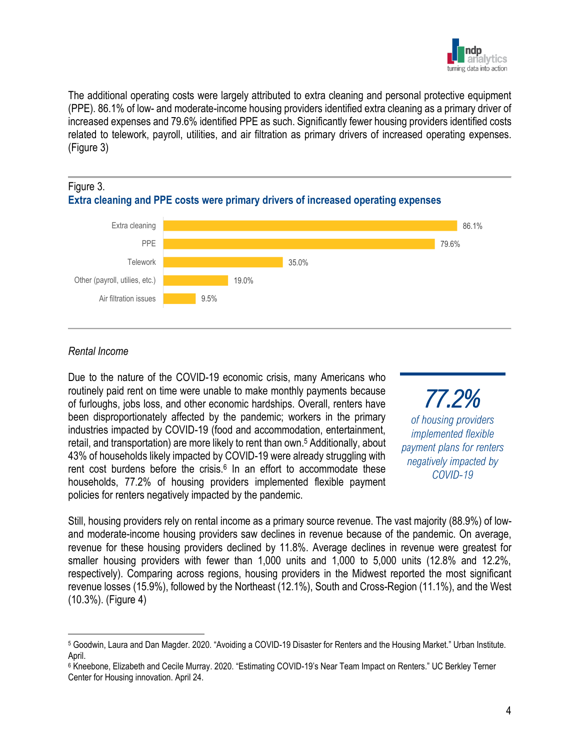The additional operating costs were largely attributed to extra cleaning and personal protective equipment (PPE). 86.1% of low- and moderate-income housing providers identified extra cleaning as a primary driver of increased expenses and 79.6% identified PPE as such. Significantly fewer housing providers identified costs related to telework, payroll, utilities, and air filtration as primary drivers of increased operating expenses. (Figure 3)

Figure 3.
**Extra cleaning and PPE costs were primary drivers of increased operating expenses**

| Driver | Share |
|---|---|
| Extra cleaning | 86.1% |
| PPE | 79.6% |
| Telework | 35.0% |
| Other (payroll, utilies, etc.) | 19.0% |
| Air filtration issues | 9.5% |

*Rental Income*

Due to the nature of the COVID-19 economic crisis, many Americans who routinely paid rent on time were unable to make monthly payments because of furloughs, jobs loss, and other economic hardships. Overall, renters have been disproportionately affected by the pandemic; workers in the primary industries impacted by COVID-19 (food and accommodation, entertainment, retail, and transportation) are more likely to rent than own.[5] Additionally, about 43% of households likely impacted by COVID-19 were already struggling with rent cost burdens before the crisis.[6] In an effort to accommodate these households, 77.2% of housing providers implemented flexible payment policies for renters negatively impacted by the pandemic.

> ***77.2%***
> *of housing providers implemented flexible payment plans for renters negatively impacted by COVID-19*

Still, housing providers rely on rental income as a primary source revenue. The vast majority (88.9%) of low- and moderate-income housing providers saw declines in revenue because of the pandemic. On average, revenue for these housing providers declined by 11.8%. Average declines in revenue were greatest for smaller housing providers with fewer than 1,000 units and 1,000 to 5,000 units (12.8% and 12.2%, respectively). Comparing across regions, housing providers in the Midwest reported the most significant revenue losses (15.9%), followed by the Northeast (12.1%), South and Cross-Region (11.1%), and the West (10.3%). (Figure 4)

---

[5] Goodwin, Laura and Dan Magder. 2020. "Avoiding a COVID-19 Disaster for Renters and the Housing Market." Urban Institute. April.

[6] Kneebone, Elizabeth and Cecile Murray. 2020. "Estimating COVID-19's Near Team Impact on Renters." UC Berkley Terner Center for Housing innovation. April 24.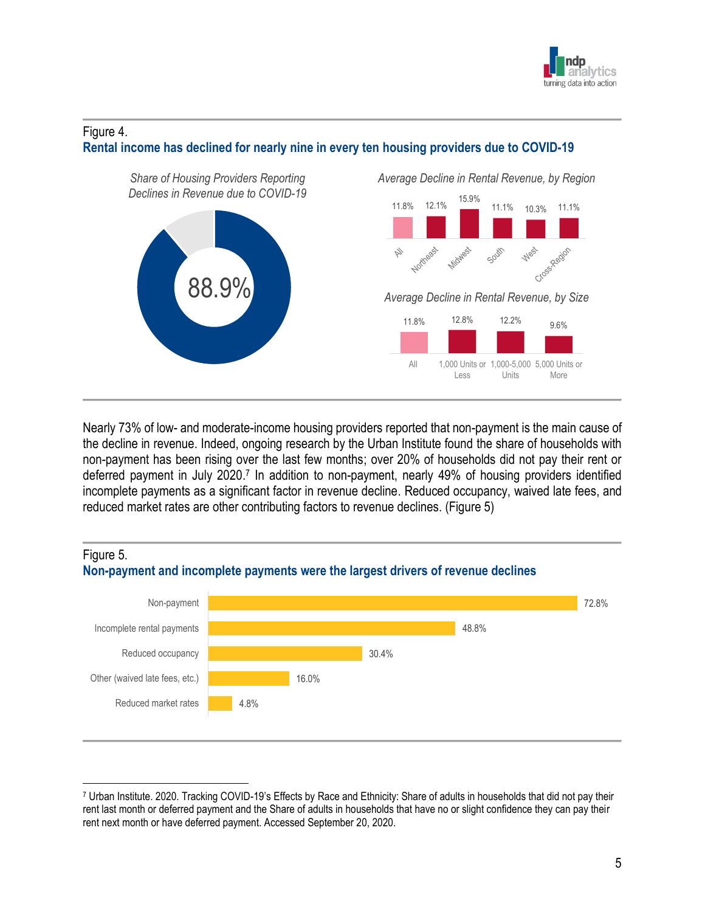Figure 4.

**Rental income has declined for nearly nine in every ten housing providers due to COVID-19**

*Share of Housing Providers Reporting Declines in Revenue due to COVID-19*

88.9%

*Average Decline in Rental Revenue, by Region*

| All | Northeast | Midwest | South | West | Cross-Region |
|---|---|---|---|---|---|
| 11.8% | 12.1% | 15.9% | 11.1% | 10.3% | 11.1% |

*Average Decline in Rental Revenue, by Size*

| All | 1,000 Units or Less | 1,000-5,000 Units | 5,000 Units or More |
|---|---|---|---|
| 11.8% | 12.8% | 12.2% | 9.6% |

Nearly 73% of low- and moderate-income housing providers reported that non-payment is the main cause of the decline in revenue. Indeed, ongoing research by the Urban Institute found the share of households with non-payment has been rising over the last few months; over 20% of households did not pay their rent or deferred payment in July 2020.[7] In addition to non-payment, nearly 49% of housing providers identified incomplete payments as a significant factor in revenue decline. Reduced occupancy, waived late fees, and reduced market rates are other contributing factors to revenue declines. (Figure 5)

Figure 5.

**Non-payment and incomplete payments were the largest drivers of revenue declines**

| Driver | Share |
|---|---|
| Non-payment | 72.8% |
| Incomplete rental payments | 48.8% |
| Reduced occupancy | 30.4% |
| Other (waived late fees, etc.) | 16.0% |
| Reduced market rates | 4.8% |

[7] Urban Institute. 2020. Tracking COVID-19's Effects by Race and Ethnicity: Share of adults in households that did not pay their rent last month or deferred payment and the Share of adults in households that have no or slight confidence they can pay their rent next month or have deferred payment. Accessed September 20, 2020.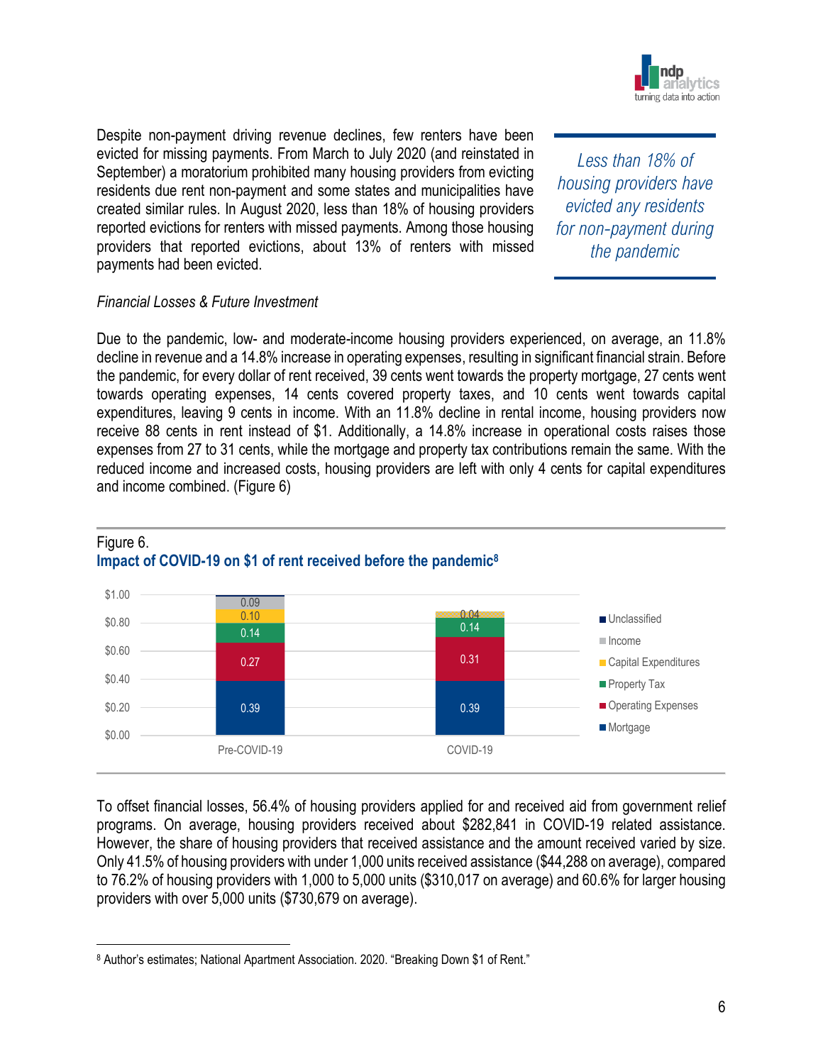Despite non-payment driving revenue declines, few renters have been evicted for missing payments. From March to July 2020 (and reinstated in September) a moratorium prohibited many housing providers from evicting residents due rent non-payment and some states and municipalities have created similar rules. In August 2020, less than 18% of housing providers reported evictions for renters with missed payments. Among those housing providers that reported evictions, about 13% of renters with missed payments had been evicted.

*Less than 18% of housing providers have evicted any residents for non-payment during the pandemic*

*Financial Losses & Future Investment*

Due to the pandemic, low- and moderate-income housing providers experienced, on average, an 11.8% decline in revenue and a 14.8% increase in operating expenses, resulting in significant financial strain. Before the pandemic, for every dollar of rent received, 39 cents went towards the property mortgage, 27 cents went towards operating expenses, 14 cents covered property taxes, and 10 cents went towards capital expenditures, leaving 9 cents in income. With an 11.8% decline in rental income, housing providers now receive 88 cents in rent instead of $1. Additionally, a 14.8% increase in operational costs raises those expenses from 27 to 31 cents, while the mortgage and property tax contributions remain the same. With the reduced income and increased costs, housing providers are left with only 4 cents for capital expenditures and income combined. (Figure 6)

Figure 6.
**Impact of COVID-19 on $1 of rent received before the pandemic**[8]

| | Pre-COVID-19 | COVID-19 |
|---|---|---|
| Mortgage | 0.39 | 0.39 |
| Operating Expenses | 0.27 | 0.31 |
| Property Tax | 0.14 | 0.14 |
| Capital Expenditures | 0.10 | 0.04 |
| Income | 0.09 | |
| Unclassified | | |

To offset financial losses, 56.4% of housing providers applied for and received aid from government relief programs. On average, housing providers received about $282,841 in COVID-19 related assistance. However, the share of housing providers that received assistance and the amount received varied by size. Only 41.5% of housing providers with under 1,000 units received assistance ($44,288 on average), compared to 76.2% of housing providers with 1,000 to 5,000 units ($310,017 on average) and 60.6% for larger housing providers with over 5,000 units ($730,679 on average).

[8] Author's estimates; National Apartment Association. 2020. "Breaking Down $1 of Rent."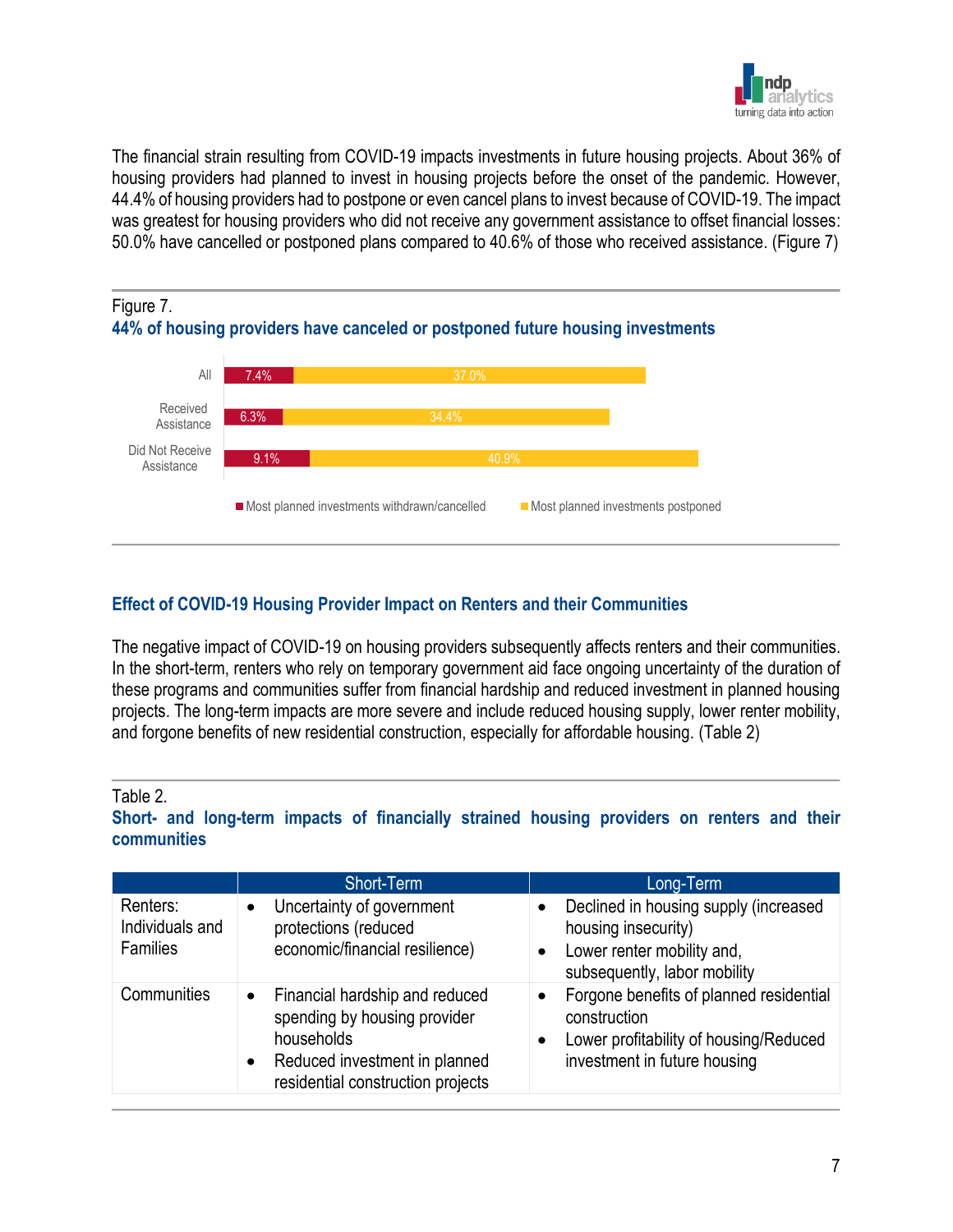The financial strain resulting from COVID-19 impacts investments in future housing projects. About 36% of housing providers had planned to invest in housing projects before the onset of the pandemic. However, 44.4% of housing providers had to postpone or even cancel plans to invest because of COVID-19. The impact was greatest for housing providers who did not receive any government assistance to offset financial losses: 50.0% have cancelled or postponed plans compared to 40.6% of those who received assistance. (Figure 7)

Figure 7.
**44% of housing providers have canceled or postponed future housing investments**

| | Most planned investments withdrawn/cancelled | Most planned investments postponed |
|---|---|---|
| All | 7.4% | 37.0% |
| Received Assistance | 6.3% | 34.4% |
| Did Not Receive Assistance | 9.1% | 40.9% |

## Effect of COVID-19 Housing Provider Impact on Renters and their Communities

The negative impact of COVID-19 on housing providers subsequently affects renters and their communities. In the short-term, renters who rely on temporary government aid face ongoing uncertainty of the duration of these programs and communities suffer from financial hardship and reduced investment in planned housing projects. The long-term impacts are more severe and include reduced housing supply, lower renter mobility, and forgone benefits of new residential construction, especially for affordable housing. (Table 2)

Table 2.
**Short- and long-term impacts of financially strained housing providers on renters and their communities**

| | Short-Term | Long-Term |
|---|---|---|
| Renters: Individuals and Families | • Uncertainty of government protections (reduced economic/financial resilience) | • Declined in housing supply (increased housing insecurity)<br>• Lower renter mobility and, subsequently, labor mobility |
| Communities | • Financial hardship and reduced spending by housing provider households<br>• Reduced investment in planned residential construction projects | • Forgone benefits of planned residential construction<br>• Lower profitability of housing/Reduced investment in future housing |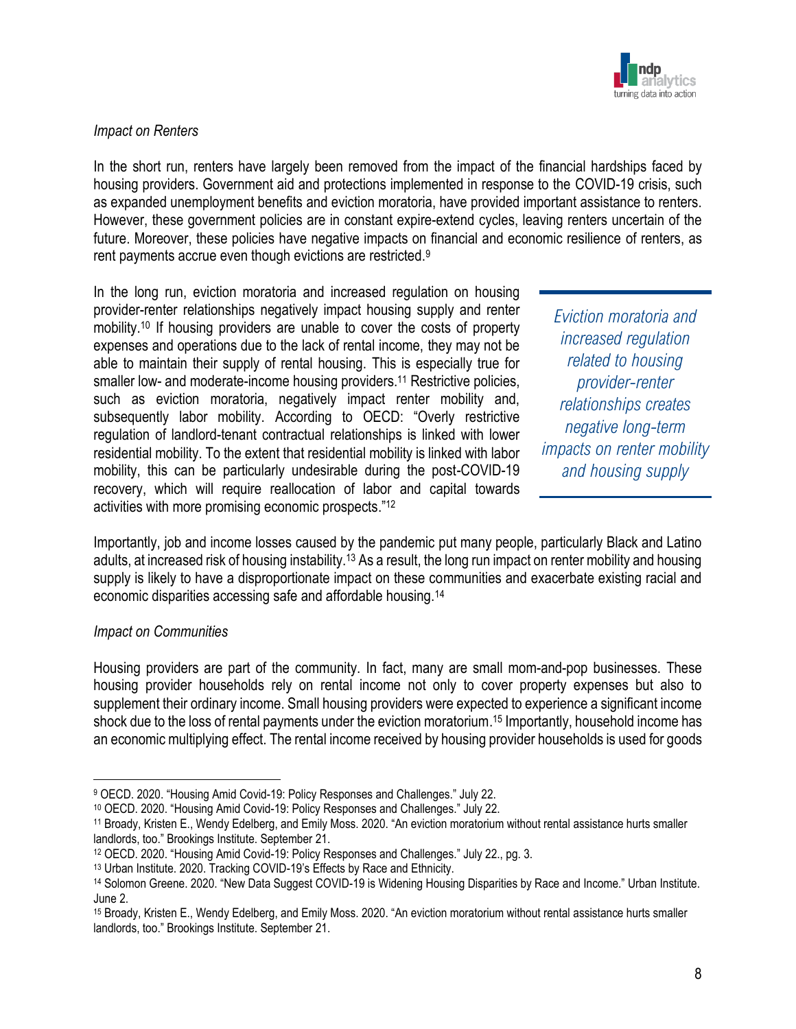*Impact on Renters*

In the short run, renters have largely been removed from the impact of the financial hardships faced by housing providers. Government aid and protections implemented in response to the COVID-19 crisis, such as expanded unemployment benefits and eviction moratoria, have provided important assistance to renters. However, these government policies are in constant expire-extend cycles, leaving renters uncertain of the future. Moreover, these policies have negative impacts on financial and economic resilience of renters, as rent payments accrue even though evictions are restricted.[9]

In the long run, eviction moratoria and increased regulation on housing provider-renter relationships negatively impact housing supply and renter mobility.[10] If housing providers are unable to cover the costs of property expenses and operations due to the lack of rental income, they may not be able to maintain their supply of rental housing. This is especially true for smaller low- and moderate-income housing providers.[11] Restrictive policies, such as eviction moratoria, negatively impact renter mobility and, subsequently labor mobility. According to OECD: "Overly restrictive regulation of landlord-tenant contractual relationships is linked with lower residential mobility. To the extent that residential mobility is linked with labor mobility, this can be particularly undesirable during the post-COVID-19 recovery, which will require reallocation of labor and capital towards activities with more promising economic prospects."[12]

> *Eviction moratoria and increased regulation related to housing provider-renter relationships creates negative long-term impacts on renter mobility and housing supply*

Importantly, job and income losses caused by the pandemic put many people, particularly Black and Latino adults, at increased risk of housing instability.[13] As a result, the long run impact on renter mobility and housing supply is likely to have a disproportionate impact on these communities and exacerbate existing racial and economic disparities accessing safe and affordable housing.[14]

*Impact on Communities*

Housing providers are part of the community. In fact, many are small mom-and-pop businesses. These housing provider households rely on rental income not only to cover property expenses but also to supplement their ordinary income. Small housing providers were expected to experience a significant income shock due to the loss of rental payments under the eviction moratorium.[15] Importantly, household income has an economic multiplying effect. The rental income received by housing provider households is used for goods

---

[9] OECD. 2020. "Housing Amid Covid-19: Policy Responses and Challenges." July 22.

[10] OECD. 2020. "Housing Amid Covid-19: Policy Responses and Challenges." July 22.

[11] Broady, Kristen E., Wendy Edelberg, and Emily Moss. 2020. "An eviction moratorium without rental assistance hurts smaller landlords, too." Brookings Institute. September 21.

[12] OECD. 2020. "Housing Amid Covid-19: Policy Responses and Challenges." July 22., pg. 3.

[13] Urban Institute. 2020. Tracking COVID-19's Effects by Race and Ethnicity.

[14] Solomon Greene. 2020. "New Data Suggest COVID-19 is Widening Housing Disparities by Race and Income." Urban Institute. June 2.

[15] Broady, Kristen E., Wendy Edelberg, and Emily Moss. 2020. "An eviction moratorium without rental assistance hurts smaller landlords, too." Brookings Institute. September 21.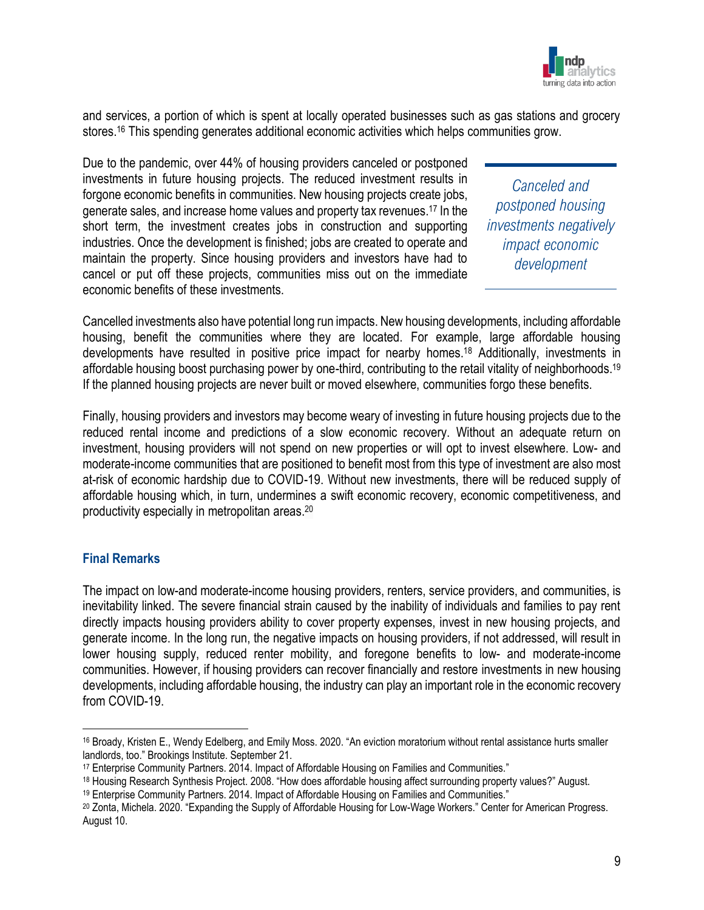and services, a portion of which is spent at locally operated businesses such as gas stations and grocery stores.[16] This spending generates additional economic activities which helps communities grow.

Due to the pandemic, over 44% of housing providers canceled or postponed investments in future housing projects. The reduced investment results in forgone economic benefits in communities. New housing projects create jobs, generate sales, and increase home values and property tax revenues.[17] In the short term, the investment creates jobs in construction and supporting industries. Once the development is finished; jobs are created to operate and maintain the property. Since housing providers and investors have had to cancel or put off these projects, communities miss out on the immediate economic benefits of these investments.

*Canceled and postponed housing investments negatively impact economic development*

Cancelled investments also have potential long run impacts. New housing developments, including affordable housing, benefit the communities where they are located. For example, large affordable housing developments have resulted in positive price impact for nearby homes.[18] Additionally, investments in affordable housing boost purchasing power by one-third, contributing to the retail vitality of neighborhoods.[19] If the planned housing projects are never built or moved elsewhere, communities forgo these benefits.

Finally, housing providers and investors may become weary of investing in future housing projects due to the reduced rental income and predictions of a slow economic recovery. Without an adequate return on investment, housing providers will not spend on new properties or will opt to invest elsewhere. Low- and moderate-income communities that are positioned to benefit most from this type of investment are also most at-risk of economic hardship due to COVID-19. Without new investments, there will be reduced supply of affordable housing which, in turn, undermines a swift economic recovery, economic competitiveness, and productivity especially in metropolitan areas.[20]

## Final Remarks

The impact on low-and moderate-income housing providers, renters, service providers, and communities, is inevitability linked. The severe financial strain caused by the inability of individuals and families to pay rent directly impacts housing providers ability to cover property expenses, invest in new housing projects, and generate income. In the long run, the negative impacts on housing providers, if not addressed, will result in lower housing supply, reduced renter mobility, and foregone benefits to low- and moderate-income communities. However, if housing providers can recover financially and restore investments in new housing developments, including affordable housing, the industry can play an important role in the economic recovery from COVID-19.

---

[16] Broady, Kristen E., Wendy Edelberg, and Emily Moss. 2020. "An eviction moratorium without rental assistance hurts smaller landlords, too." Brookings Institute. September 21.

[17] Enterprise Community Partners. 2014. Impact of Affordable Housing on Families and Communities."

[18] Housing Research Synthesis Project. 2008. "How does affordable housing affect surrounding property values?" August.

[19] Enterprise Community Partners. 2014. Impact of Affordable Housing on Families and Communities."

[20] Zonta, Michela. 2020. "Expanding the Supply of Affordable Housing for Low-Wage Workers." Center for American Progress. August 10.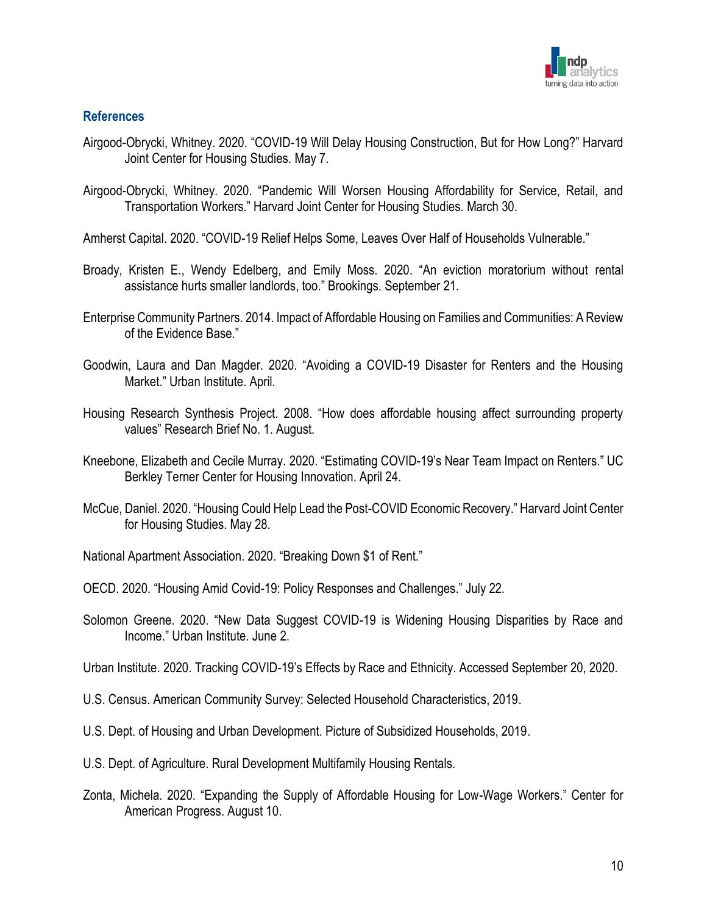## References

Airgood-Obrycki, Whitney. 2020. "COVID-19 Will Delay Housing Construction, But for How Long?" Harvard Joint Center for Housing Studies. May 7.

Airgood-Obrycki, Whitney. 2020. "Pandemic Will Worsen Housing Affordability for Service, Retail, and Transportation Workers." Harvard Joint Center for Housing Studies. March 30.

Amherst Capital. 2020. "COVID-19 Relief Helps Some, Leaves Over Half of Households Vulnerable."

Broady, Kristen E., Wendy Edelberg, and Emily Moss. 2020. "An eviction moratorium without rental assistance hurts smaller landlords, too." Brookings. September 21.

Enterprise Community Partners. 2014. Impact of Affordable Housing on Families and Communities: A Review of the Evidence Base."

Goodwin, Laura and Dan Magder. 2020. "Avoiding a COVID-19 Disaster for Renters and the Housing Market." Urban Institute. April.

Housing Research Synthesis Project. 2008. "How does affordable housing affect surrounding property values" Research Brief No. 1. August.

Kneebone, Elizabeth and Cecile Murray. 2020. "Estimating COVID-19's Near Team Impact on Renters." UC Berkley Terner Center for Housing Innovation. April 24.

McCue, Daniel. 2020. "Housing Could Help Lead the Post-COVID Economic Recovery." Harvard Joint Center for Housing Studies. May 28.

National Apartment Association. 2020. "Breaking Down $1 of Rent."

OECD. 2020. "Housing Amid Covid-19: Policy Responses and Challenges." July 22.

Solomon Greene. 2020. "New Data Suggest COVID-19 is Widening Housing Disparities by Race and Income." Urban Institute. June 2.

Urban Institute. 2020. Tracking COVID-19's Effects by Race and Ethnicity. Accessed September 20, 2020.

U.S. Census. American Community Survey: Selected Household Characteristics, 2019.

U.S. Dept. of Housing and Urban Development. Picture of Subsidized Households, 2019.

U.S. Dept. of Agriculture. Rural Development Multifamily Housing Rentals.

Zonta, Michela. 2020. "Expanding the Supply of Affordable Housing for Low-Wage Workers." Center for American Progress. August 10.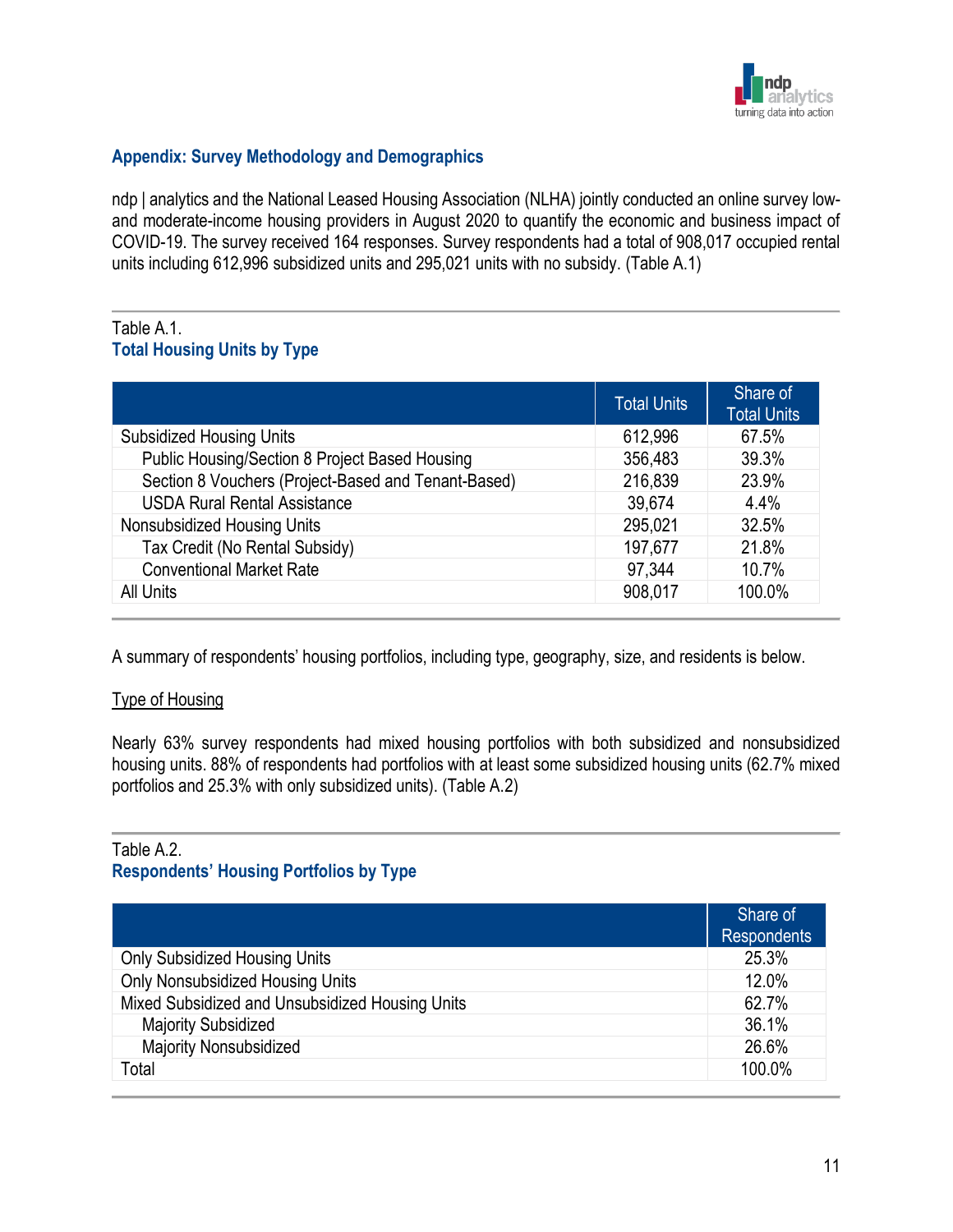## Appendix: Survey Methodology and Demographics

ndp | analytics and the National Leased Housing Association (NLHA) jointly conducted an online survey low- and moderate-income housing providers in August 2020 to quantify the economic and business impact of COVID-19. The survey received 164 responses. Survey respondents had a total of 908,017 occupied rental units including 612,996 subsidized units and 295,021 units with no subsidy. (Table A.1)

Table A.1.
**Total Housing Units by Type**

| | Total Units | Share of Total Units |
|---|---|---|
| Subsidized Housing Units | 612,996 | 67.5% |
| Public Housing/Section 8 Project Based Housing | 356,483 | 39.3% |
| Section 8 Vouchers (Project-Based and Tenant-Based) | 216,839 | 23.9% |
| USDA Rural Rental Assistance | 39,674 | 4.4% |
| Nonsubsidized Housing Units | 295,021 | 32.5% |
| Tax Credit (No Rental Subsidy) | 197,677 | 21.8% |
| Conventional Market Rate | 97,344 | 10.7% |
| All Units | 908,017 | 100.0% |

A summary of respondents' housing portfolios, including type, geography, size, and residents is below.

<u>Type of Housing</u>

Nearly 63% survey respondents had mixed housing portfolios with both subsidized and nonsubsidized housing units. 88% of respondents had portfolios with at least some subsidized housing units (62.7% mixed portfolios and 25.3% with only subsidized units). (Table A.2)

Table A.2.
**Respondents' Housing Portfolios by Type**

| | Share of Respondents |
|---|---|
| Only Subsidized Housing Units | 25.3% |
| Only Nonsubsidized Housing Units | 12.0% |
| Mixed Subsidized and Unsubsidized Housing Units | 62.7% |
| Majority Subsidized | 36.1% |
| Majority Nonsubsidized | 26.6% |
| Total | 100.0% |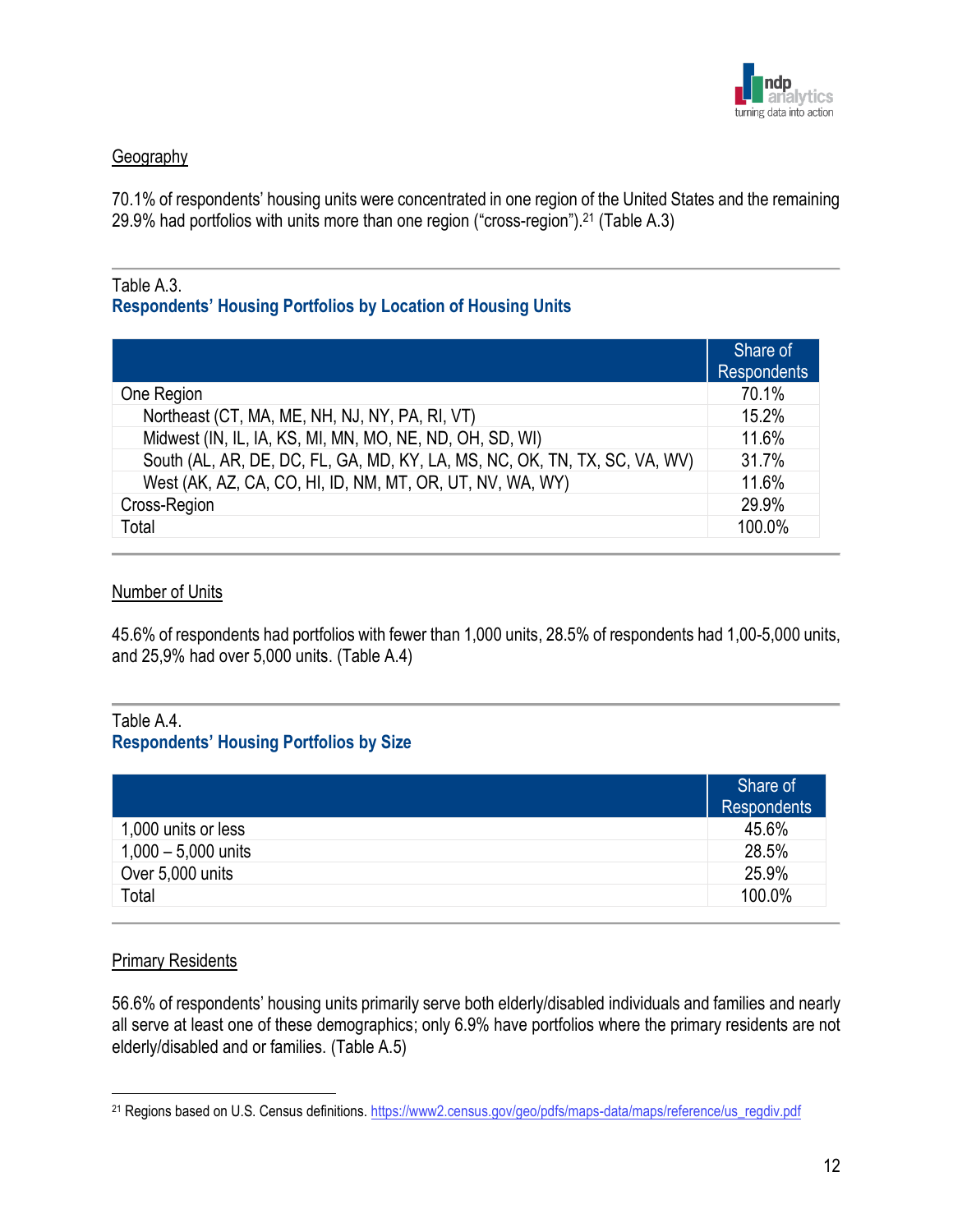Geography

70.1% of respondents' housing units were concentrated in one region of the United States and the remaining 29.9% had portfolios with units more than one region ("cross-region").[21] (Table A.3)

Table A.3.
**Respondents' Housing Portfolios by Location of Housing Units**

| | Share of Respondents |
|---|---|
| One Region | 70.1% |
| Northeast (CT, MA, ME, NH, NJ, NY, PA, RI, VT) | 15.2% |
| Midwest (IN, IL, IA, KS, MI, MN, MO, NE, ND, OH, SD, WI) | 11.6% |
| South (AL, AR, DE, DC, FL, GA, MD, KY, LA, MS, NC, OK, TN, TX, SC, VA, WV) | 31.7% |
| West (AK, AZ, CA, CO, HI, ID, NM, MT, OR, UT, NV, WA, WY) | 11.6% |
| Cross-Region | 29.9% |
| Total | 100.0% |

Number of Units

45.6% of respondents had portfolios with fewer than 1,000 units, 28.5% of respondents had 1,00-5,000 units, and 25,9% had over 5,000 units. (Table A.4)

Table A.4.
**Respondents' Housing Portfolios by Size**

| | Share of Respondents |
|---|---|
| 1,000 units or less | 45.6% |
| 1,000 – 5,000 units | 28.5% |
| Over 5,000 units | 25.9% |
| Total | 100.0% |

Primary Residents

56.6% of respondents' housing units primarily serve both elderly/disabled individuals and families and nearly all serve at least one of these demographics; only 6.9% have portfolios where the primary residents are not elderly/disabled and or families. (Table A.5)

[21] Regions based on U.S. Census definitions. https://www2.census.gov/geo/pdfs/maps-data/maps/reference/us_regdiv.pdf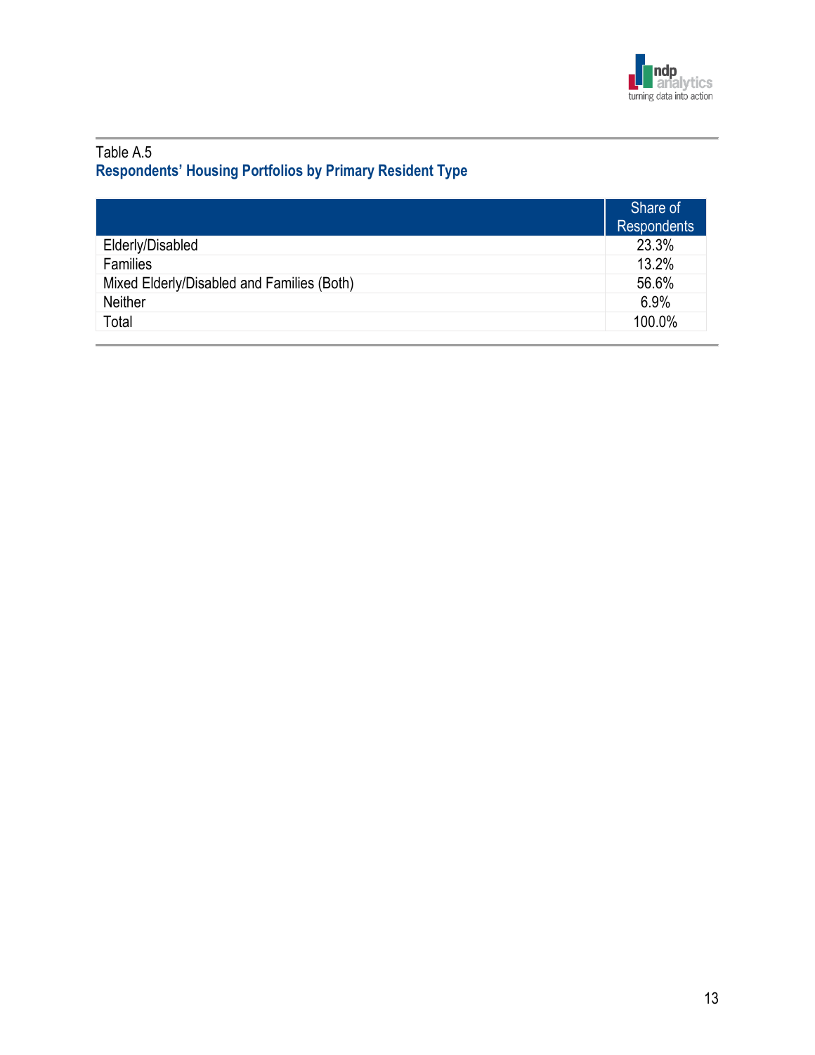Table A.5

**Respondents' Housing Portfolios by Primary Resident Type**

| | Share of Respondents |
|---|---|
| Elderly/Disabled | 23.3% |
| Families | 13.2% |
| Mixed Elderly/Disabled and Families (Both) | 56.6% |
| Neither | 6.9% |
| Total | 100.0% |